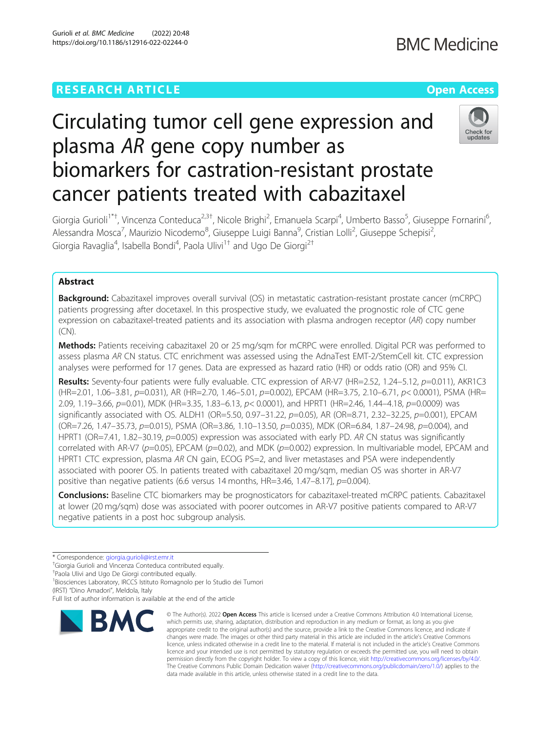RESEARCH ARTICLE

Open Access

# Circulating tumor cell gene expression and plasma *AR* gene copy number as biomarkers for castration-resistant prostate cancer patients treated with cabazitaxel

Giorgia Gurioli[1*†], Vincenza Conteduca[2,3†], Nicole Brighi[2], Emanuela Scarpi[4], Umberto Basso[5], Giuseppe Fornarini[6], Alessandra Mosca[7], Maurizio Nicodemo[8], Giuseppe Luigi Banna[9], Cristian Lolli[2], Giuseppe Schepisi[2], Giorgia Ravaglia[4], Isabella Bondi[4], Paola Ulivi[1†] and Ugo De Giorgi[2†]

## Abstract

**Background:** Cabazitaxel improves overall survival (OS) in metastatic castration-resistant prostate cancer (mCRPC) patients progressing after docetaxel. In this prospective study, we evaluated the prognostic role of CTC gene expression on cabazitaxel-treated patients and its association with plasma androgen receptor (*AR*) copy number (CN).

**Methods:** Patients receiving cabazitaxel 20 or 25 mg/sqm for mCRPC were enrolled. Digital PCR was performed to assess plasma *AR* CN status. CTC enrichment was assessed using the AdnaTest EMT-2/StemCell kit. CTC expression analyses were performed for 17 genes. Data are expressed as hazard ratio (HR) or odds ratio (OR) and 95% CI.

**Results:** Seventy-four patients were fully evaluable. CTC expression of AR-V7 (HR=2.52, 1.24–5.12, $p$=0.011), AKR1C3 (HR=2.01, 1.06–3.81, $p$=0.031), AR (HR=2.70, 1.46–5.01, $p$=0.002), EPCAM (HR=3.75, 2.10–6.71, $p$< 0.0001), PSMA (HR=2.09, 1.19–3.66, $p$=0.01), MDK (HR=3.35, 1.83–6.13, $p$< 0.0001), and HPRT1 (HR=2.46, 1.44–4.18, $p$=0.0009) was significantly associated with OS. ALDH1 (OR=5.50, 0.97–31.22, $p$=0.05), AR (OR=8.71, 2.32–32.25, $p$=0.001), EPCAM (OR=7.26, 1.47–35.73, $p$=0.015), PSMA (OR=3.86, 1.10–13.50, $p$=0.035), MDK (OR=6.84, 1.87–24.98, $p$=0.004), and HPRT1 (OR=7.41, 1.82–30.19, $p$=0.005) expression was associated with early PD. *AR* CN status was significantly correlated with AR-V7 ($p$=0.05), EPCAM ($p$=0.02), and MDK ($p$=0.002) expression. In multivariable model, EPCAM and HPRT1 CTC expression, plasma *AR* CN gain, ECOG PS=2, and liver metastases and PSA were independently associated with poorer OS. In patients treated with cabazitaxel 20 mg/sqm, median OS was shorter in AR-V7 positive than negative patients (6.6 versus 14 months, HR=3.46, 1.47–8.17], $p$=0.004).

**Conclusions:** Baseline CTC biomarkers may be prognosticators for cabazitaxel-treated mCRPC patients. Cabazitaxel at lower (20 mg/sqm) dose was associated with poorer outcomes in AR-V7 positive patients compared to AR-V7 negative patients in a post hoc subgroup analysis.

\* Correspondence: giorgia.gurioli@irst.emr.it
†Giorgia Gurioli and Vincenza Conteduca contributed equally.
†Paola Ulivi and Ugo De Giorgi contributed equally.
[1]Biosciences Laboratory, IRCCS Istituto Romagnolo per lo Studio dei Tumori (IRST) "Dino Amadori", Meldola, Italy
Full list of author information is available at the end of the article

© The Author(s). 2022 **Open Access** This article is licensed under a Creative Commons Attribution 4.0 International License, which permits use, sharing, adaptation, distribution and reproduction in any medium or format, as long as you give appropriate credit to the original author(s) and the source, provide a link to the Creative Commons licence, and indicate if changes were made. The images or other third party material in this article are included in the article's Creative Commons licence, unless indicated otherwise in a credit line to the material. If material is not included in the article's Creative Commons licence and your intended use is not permitted by statutory regulation or exceeds the permitted use, you will need to obtain permission directly from the copyright holder. To view a copy of this licence, visit http://creativecommons.org/licenses/by/4.0/. The Creative Commons Public Domain Dedication waiver (http://creativecommons.org/publicdomain/zero/1.0/) applies to the data made available in this article, unless otherwise stated in a credit line to the data.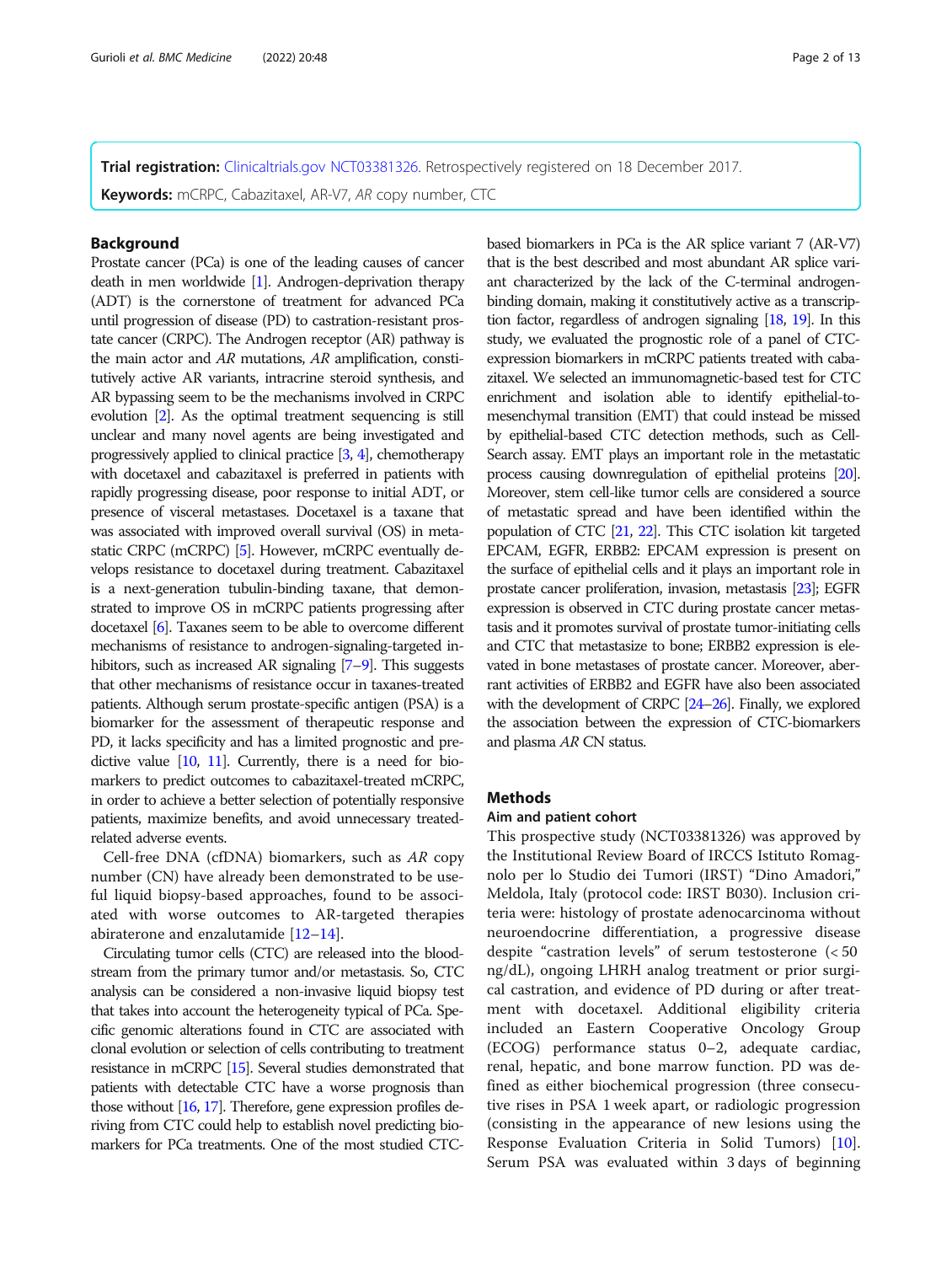**Trial registration:** Clinicaltrials.gov NCT03381326. Retrospectively registered on 18 December 2017.

**Keywords:** mCRPC, Cabazitaxel, AR-V7, *AR* copy number, CTC

## Background

Prostate cancer (PCa) is one of the leading causes of cancer death in men worldwide [1]. Androgen-deprivation therapy (ADT) is the cornerstone of treatment for advanced PCa until progression of disease (PD) to castration-resistant prostate cancer (CRPC). The Androgen receptor (AR) pathway is the main actor and *AR* mutations, *AR* amplification, constitutively active AR variants, intracrine steroid synthesis, and AR bypassing seem to be the mechanisms involved in CRPC evolution [2]. As the optimal treatment sequencing is still unclear and many novel agents are being investigated and progressively applied to clinical practice [3, 4], chemotherapy with docetaxel and cabazitaxel is preferred in patients with rapidly progressing disease, poor response to initial ADT, or presence of visceral metastases. Docetaxel is a taxane that was associated with improved overall survival (OS) in metastatic CRPC (mCRPC) [5]. However, mCRPC eventually develops resistance to docetaxel during treatment. Cabazitaxel is a next-generation tubulin-binding taxane, that demonstrated to improve OS in mCRPC patients progressing after docetaxel [6]. Taxanes seem to be able to overcome different mechanisms of resistance to androgen-signaling-targeted inhibitors, such as increased AR signaling [7–9]. This suggests that other mechanisms of resistance occur in taxanes-treated patients. Although serum prostate-specific antigen (PSA) is a biomarker for the assessment of therapeutic response and PD, it lacks specificity and has a limited prognostic and predictive value [10, 11]. Currently, there is a need for biomarkers to predict outcomes to cabazitaxel-treated mCRPC, in order to achieve a better selection of potentially responsive patients, maximize benefits, and avoid unnecessary treated-related adverse events.

Cell-free DNA (cfDNA) biomarkers, such as *AR* copy number (CN) have already been demonstrated to be useful liquid biopsy-based approaches, found to be associated with worse outcomes to AR-targeted therapies abiraterone and enzalutamide [12–14].

Circulating tumor cells (CTC) are released into the bloodstream from the primary tumor and/or metastasis. So, CTC analysis can be considered a non-invasive liquid biopsy test that takes into account the heterogeneity typical of PCa. Specific genomic alterations found in CTC are associated with clonal evolution or selection of cells contributing to treatment resistance in mCRPC [15]. Several studies demonstrated that patients with detectable CTC have a worse prognosis than those without [16, 17]. Therefore, gene expression profiles deriving from CTC could help to establish novel predicting biomarkers for PCa treatments. One of the most studied CTC-based biomarkers in PCa is the AR splice variant 7 (AR-V7) that is the best described and most abundant AR splice variant characterized by the lack of the C-terminal androgen-binding domain, making it constitutively active as a transcription factor, regardless of androgen signaling [18, 19]. In this study, we evaluated the prognostic role of a panel of CTC-expression biomarkers in mCRPC patients treated with cabazitaxel. We selected an immunomagnetic-based test for CTC enrichment and isolation able to identify epithelial-to-mesenchymal transition (EMT) that could instead be missed by epithelial-based CTC detection methods, such as CellSearch assay. EMT plays an important role in the metastatic process causing downregulation of epithelial proteins [20]. Moreover, stem cell-like tumor cells are considered a source of metastatic spread and have been identified within the population of CTC [21, 22]. This CTC isolation kit targeted EPCAM, EGFR, ERBB2: EPCAM expression is present on the surface of epithelial cells and it plays an important role in prostate cancer proliferation, invasion, metastasis [23]; EGFR expression is observed in CTC during prostate cancer metastasis and it promotes survival of prostate tumor-initiating cells and CTC that metastasize to bone; ERBB2 expression is elevated in bone metastases of prostate cancer. Moreover, aberrant activities of ERBB2 and EGFR have also been associated with the development of CRPC [24–26]. Finally, we explored the association between the expression of CTC-biomarkers and plasma *AR* CN status.

## Methods

### Aim and patient cohort

This prospective study (NCT03381326) was approved by the Institutional Review Board of IRCCS Istituto Romagnolo per lo Studio dei Tumori (IRST) "Dino Amadori," Meldola, Italy (protocol code: IRST B030). Inclusion criteria were: histology of prostate adenocarcinoma without neuroendocrine differentiation, a progressive disease despite "castration levels" of serum testosterone (< 50 ng/dL), ongoing LHRH analog treatment or prior surgical castration, and evidence of PD during or after treatment with docetaxel. Additional eligibility criteria included an Eastern Cooperative Oncology Group (ECOG) performance status 0–2, adequate cardiac, renal, hepatic, and bone marrow function. PD was defined as either biochemical progression (three consecutive rises in PSA 1 week apart, or radiologic progression (consisting in the appearance of new lesions using the Response Evaluation Criteria in Solid Tumors) [10]. Serum PSA was evaluated within 3 days of beginning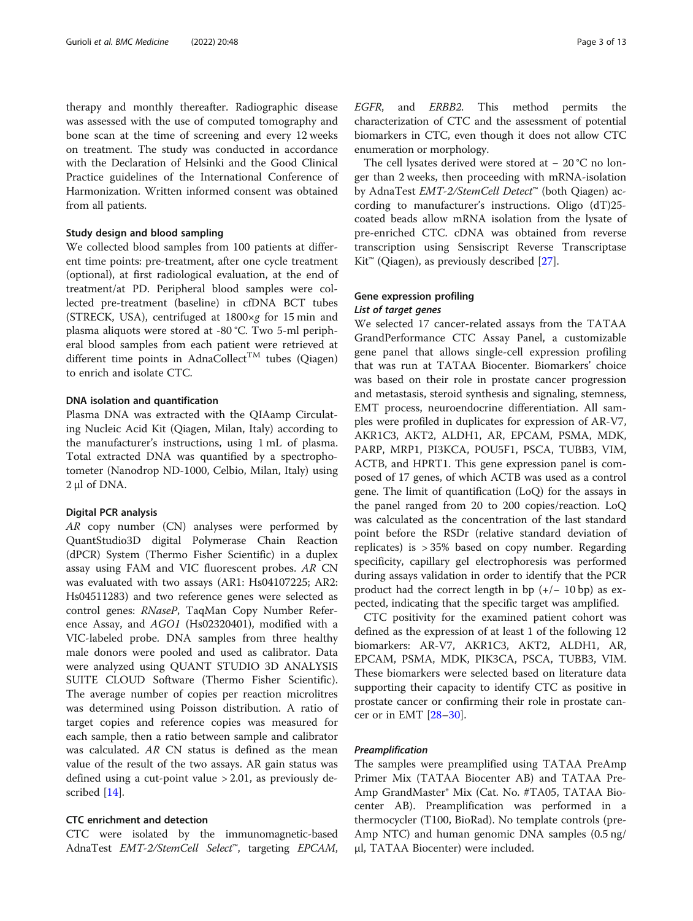therapy and monthly thereafter. Radiographic disease was assessed with the use of computed tomography and bone scan at the time of screening and every 12 weeks on treatment. The study was conducted in accordance with the Declaration of Helsinki and the Good Clinical Practice guidelines of the International Conference of Harmonization. Written informed consent was obtained from all patients.

### Study design and blood sampling

We collected blood samples from 100 patients at different time points: pre-treatment, after one cycle treatment (optional), at first radiological evaluation, at the end of treatment/at PD. Peripheral blood samples were collected pre-treatment (baseline) in cfDNA BCT tubes (STRECK, USA), centrifuged at 1800×*g* for 15 min and plasma aliquots were stored at -80 °C. Two 5-ml peripheral blood samples from each patient were retrieved at different time points in AdnaCollect™ tubes (Qiagen) to enrich and isolate CTC.

### DNA isolation and quantification

Plasma DNA was extracted with the QIAamp Circulating Nucleic Acid Kit (Qiagen, Milan, Italy) according to the manufacturer's instructions, using 1 mL of plasma. Total extracted DNA was quantified by a spectrophotometer (Nanodrop ND-1000, Celbio, Milan, Italy) using 2 μl of DNA.

### Digital PCR analysis

*AR* copy number (CN) analyses were performed by QuantStudio3D digital Polymerase Chain Reaction (dPCR) System (Thermo Fisher Scientific) in a duplex assay using FAM and VIC fluorescent probes. *AR* CN was evaluated with two assays (AR1: Hs04107225; AR2: Hs04511283) and two reference genes were selected as control genes: *RNaseP*, TaqMan Copy Number Reference Assay, and *AGO1* (Hs02320401), modified with a VIC-labeled probe. DNA samples from three healthy male donors were pooled and used as calibrator. Data were analyzed using QUANT STUDIO 3D ANALYSIS SUITE CLOUD Software (Thermo Fisher Scientific). The average number of copies per reaction microlitres was determined using Poisson distribution. A ratio of target copies and reference copies was measured for each sample, then a ratio between sample and calibrator was calculated. *AR* CN status is defined as the mean value of the result of the two assays. AR gain status was defined using a cut-point value > 2.01, as previously described [14].

### CTC enrichment and detection

CTC were isolated by the immunomagnetic-based AdnaTest *EMT-2/StemCell Select*™, targeting *EPCAM*, *EGFR*, and *ERBB2*. This method permits the characterization of CTC and the assessment of potential biomarkers in CTC, even though it does not allow CTC enumeration or morphology.

The cell lysates derived were stored at − 20 °C no longer than 2 weeks, then proceeding with mRNA-isolation by AdnaTest *EMT-2/StemCell Detect*™ (both Qiagen) according to manufacturer's instructions. Oligo (dT)25-coated beads allow mRNA isolation from the lysate of pre-enriched CTC. cDNA was obtained from reverse transcription using Sensiscript Reverse Transcriptase Kit™ (Qiagen), as previously described [27].

### Gene expression profiling

#### *List of target genes*

We selected 17 cancer-related assays from the TATAA GrandPerformance CTC Assay Panel, a customizable gene panel that allows single-cell expression profiling that was run at TATAA Biocenter. Biomarkers' choice was based on their role in prostate cancer progression and metastasis, steroid synthesis and signaling, stemness, EMT process, neuroendocrine differentiation. All samples were profiled in duplicates for expression of AR-V7, AKR1C3, AKT2, ALDH1, AR, EPCAM, PSMA, MDK, PARP, MRP1, PI3KCA, POU5F1, PSCA, TUBB3, VIM, ACTB, and HPRT1. This gene expression panel is composed of 17 genes, of which ACTB was used as a control gene. The limit of quantification (LoQ) for the assays in the panel ranged from 20 to 200 copies/reaction. LoQ was calculated as the concentration of the last standard point before the RSDr (relative standard deviation of replicates) is > 35% based on copy number. Regarding specificity, capillary gel electrophoresis was performed during assays validation in order to identify that the PCR product had the correct length in bp (+/− 10 bp) as expected, indicating that the specific target was amplified.

CTC positivity for the examined patient cohort was defined as the expression of at least 1 of the following 12 biomarkers: AR-V7, AKR1C3, AKT2, ALDH1, AR, EPCAM, PSMA, MDK, PIK3CA, PSCA, TUBB3, VIM. These biomarkers were selected based on literature data supporting their capacity to identify CTC as positive in prostate cancer or confirming their role in prostate cancer or in EMT [28–30].

#### *Preamplification*

The samples were preamplified using TATAA PreAmp Primer Mix (TATAA Biocenter AB) and TATAA PreAmp GrandMaster® Mix (Cat. No. #TA05, TATAA Biocenter AB). Preamplification was performed in a thermocycler (T100, BioRad). No template controls (preAmp NTC) and human genomic DNA samples (0.5 ng/μl, TATAA Biocenter) were included.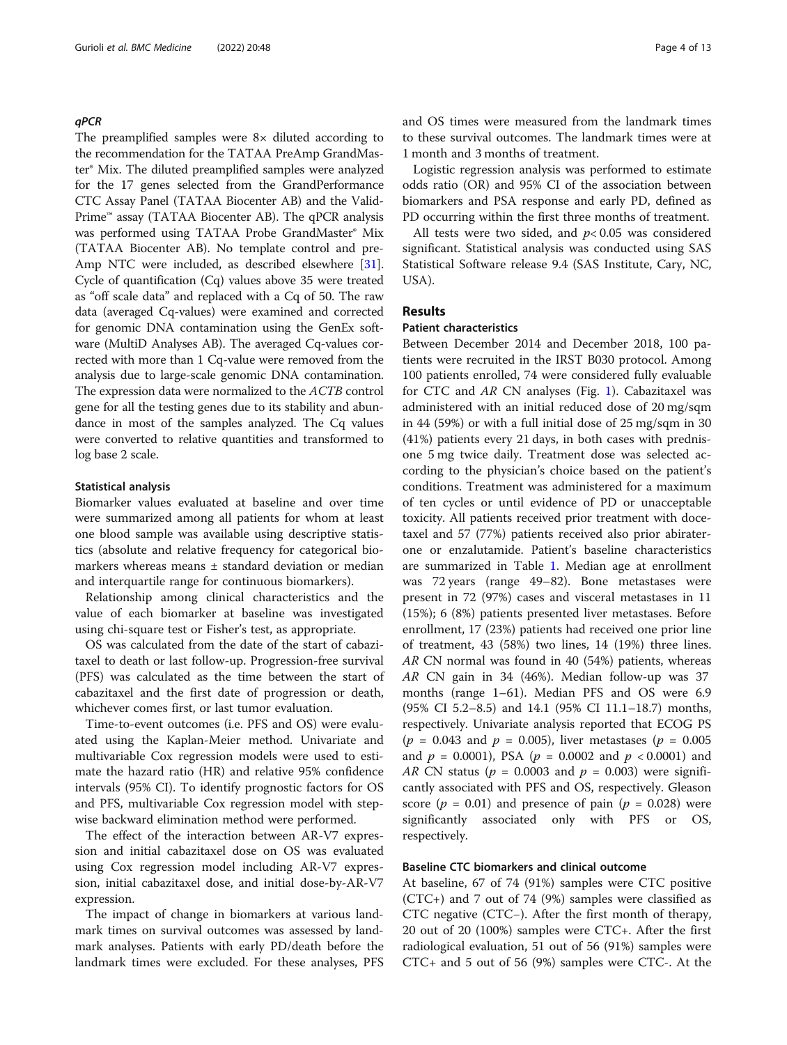### qPCR

The preamplified samples were 8× diluted according to the recommendation for the TATAA PreAmp GrandMaster® Mix. The diluted preamplified samples were analyzed for the 17 genes selected from the GrandPerformance CTC Assay Panel (TATAA Biocenter AB) and the ValidPrime™ assay (TATAA Biocenter AB). The qPCR analysis was performed using TATAA Probe GrandMaster® Mix (TATAA Biocenter AB). No template control and preAmp NTC were included, as described elsewhere [31]. Cycle of quantification (Cq) values above 35 were treated as "off scale data" and replaced with a Cq of 50. The raw data (averaged Cq-values) were examined and corrected for genomic DNA contamination using the GenEx software (MultiD Analyses AB). The averaged Cq-values corrected with more than 1 Cq-value were removed from the analysis due to large-scale genomic DNA contamination. The expression data were normalized to the *ACTB* control gene for all the testing genes due to its stability and abundance in most of the samples analyzed. The Cq values were converted to relative quantities and transformed to log base 2 scale.

### Statistical analysis

Biomarker values evaluated at baseline and over time were summarized among all patients for whom at least one blood sample was available using descriptive statistics (absolute and relative frequency for categorical biomarkers whereas means ± standard deviation or median and interquartile range for continuous biomarkers).

Relationship among clinical characteristics and the value of each biomarker at baseline was investigated using chi-square test or Fisher's test, as appropriate.

OS was calculated from the date of the start of cabazitaxel to death or last follow-up. Progression-free survival (PFS) was calculated as the time between the start of cabazitaxel and the first date of progression or death, whichever comes first, or last tumor evaluation.

Time-to-event outcomes (i.e. PFS and OS) were evaluated using the Kaplan-Meier method. Univariate and multivariable Cox regression models were used to estimate the hazard ratio (HR) and relative 95% confidence intervals (95% CI). To identify prognostic factors for OS and PFS, multivariable Cox regression model with stepwise backward elimination method were performed.

The effect of the interaction between AR-V7 expression and initial cabazitaxel dose on OS was evaluated using Cox regression model including AR-V7 expression, initial cabazitaxel dose, and initial dose-by-AR-V7 expression.

The impact of change in biomarkers at various landmark times on survival outcomes was assessed by landmark analyses. Patients with early PD/death before the landmark times were excluded. For these analyses, PFS and OS times were measured from the landmark times to these survival outcomes. The landmark times were at 1 month and 3 months of treatment.

Logistic regression analysis was performed to estimate odds ratio (OR) and 95% CI of the association between biomarkers and PSA response and early PD, defined as PD occurring within the first three months of treatment.

All tests were two sided, and $p < 0.05$ was considered significant. Statistical analysis was conducted using SAS Statistical Software release 9.4 (SAS Institute, Cary, NC, USA).

## Results

### Patient characteristics

Between December 2014 and December 2018, 100 patients were recruited in the IRST B030 protocol. Among 100 patients enrolled, 74 were considered fully evaluable for CTC and *AR* CN analyses (Fig. 1). Cabazitaxel was administered with an initial reduced dose of 20 mg/sqm in 44 (59%) or with a full initial dose of 25 mg/sqm in 30 (41%) patients every 21 days, in both cases with prednisone 5 mg twice daily. Treatment dose was selected according to the physician's choice based on the patient's conditions. Treatment was administered for a maximum of ten cycles or until evidence of PD or unacceptable toxicity. All patients received prior treatment with docetaxel and 57 (77%) patients received also prior abiraterone or enzalutamide. Patient's baseline characteristics are summarized in Table 1. Median age at enrollment was 72 years (range 49–82). Bone metastases were present in 72 (97%) cases and visceral metastases in 11 (15%); 6 (8%) patients presented liver metastases. Before enrollment, 17 (23%) patients had received one prior line of treatment, 43 (58%) two lines, 14 (19%) three lines. *AR* CN normal was found in 40 (54%) patients, whereas *AR* CN gain in 34 (46%). Median follow-up was 37 months (range 1–61). Median PFS and OS were 6.9 (95% CI 5.2–8.5) and 14.1 (95% CI 11.1–18.7) months, respectively. Univariate analysis reported that ECOG PS ($p$ = 0.043 and $p$ = 0.005), liver metastases ($p$ = 0.005 and $p$ = 0.0001), PSA ($p$ = 0.0002 and $p$ < 0.0001) and *AR* CN status ($p$ = 0.0003 and $p$ = 0.003) were significantly associated with PFS and OS, respectively. Gleason score ($p$ = 0.01) and presence of pain ($p$ = 0.028) were significantly associated only with PFS or OS, respectively.

### Baseline CTC biomarkers and clinical outcome

At baseline, 67 of 74 (91%) samples were CTC positive (CTC+) and 7 out of 74 (9%) samples were classified as CTC negative (CTC−). After the first month of therapy, 20 out of 20 (100%) samples were CTC+. After the first radiological evaluation, 51 out of 56 (91%) samples were CTC+ and 5 out of 56 (9%) samples were CTC-. At the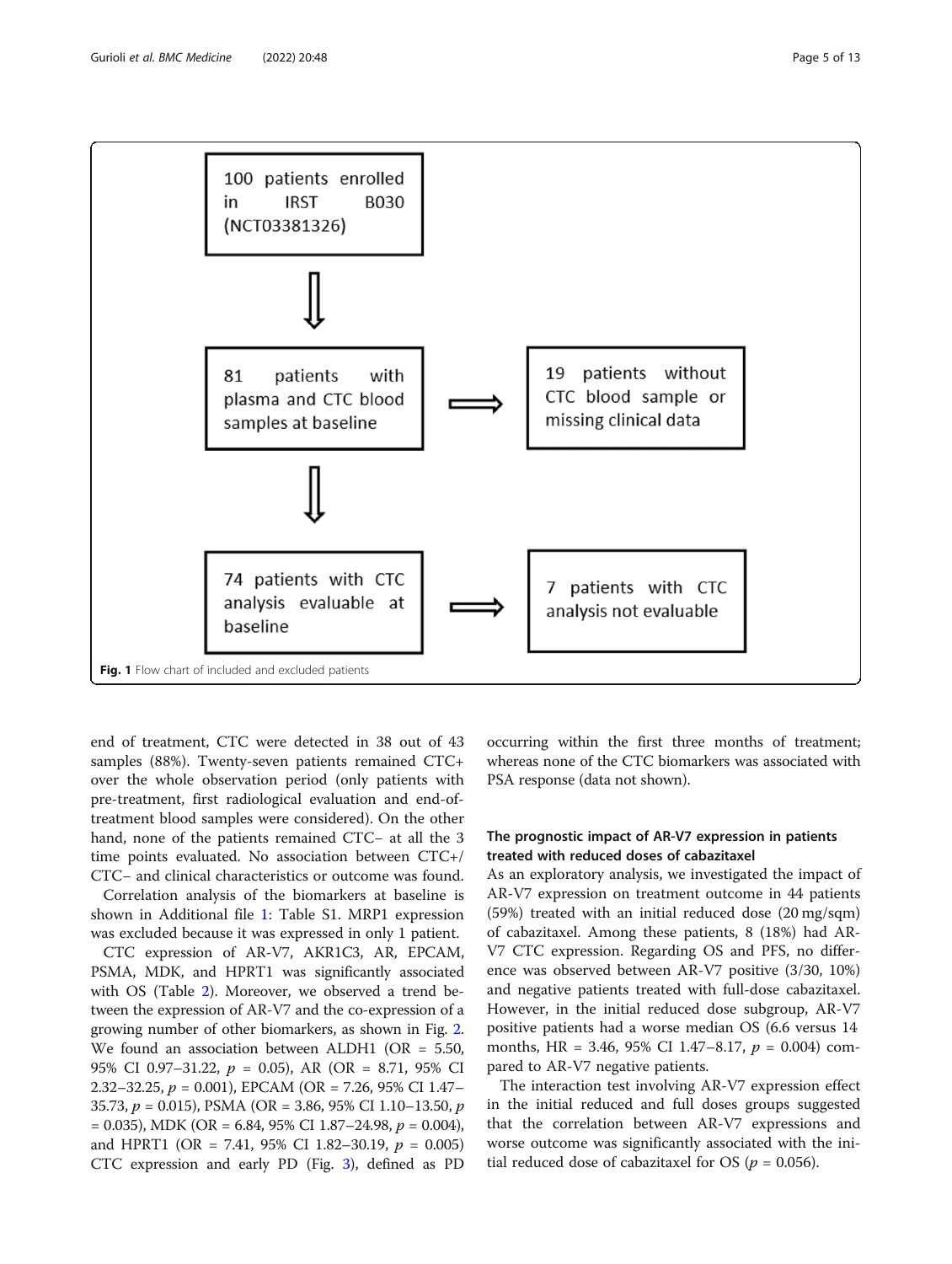100 patients enrolled in IRST B030 (NCT03381326)

81 patients with plasma and CTC blood samples at baseline

19 patients without CTC blood sample or missing clinical data

74 patients with CTC analysis evaluable at baseline

7 patients with CTC analysis not evaluable

**Fig. 1** Flow chart of included and excluded patients

end of treatment, CTC were detected in 38 out of 43 samples (88%). Twenty-seven patients remained CTC+ over the whole observation period (only patients with pre-treatment, first radiological evaluation and end-of-treatment blood samples were considered). On the other hand, none of the patients remained CTC– at all the 3 time points evaluated. No association between CTC+/CTC– and clinical characteristics or outcome was found.

Correlation analysis of the biomarkers at baseline is shown in Additional file 1: Table S1. MRP1 expression was excluded because it was expressed in only 1 patient.

CTC expression of AR-V7, AKR1C3, AR, EPCAM, PSMA, MDK, and HPRT1 was significantly associated with OS (Table 2). Moreover, we observed a trend between the expression of AR-V7 and the co-expression of a growing number of other biomarkers, as shown in Fig. 2. We found an association between ALDH1 (OR = 5.50, 95% CI 0.97–31.22, $p$ = 0.05), AR (OR = 8.71, 95% CI 2.32–32.25, $p$ = 0.001), EPCAM (OR = 7.26, 95% CI 1.47–35.73, $p$ = 0.015), PSMA (OR = 3.86, 95% CI 1.10–13.50, $p$ = 0.035), MDK (OR = 6.84, 95% CI 1.87–24.98, $p$ = 0.004), and HPRT1 (OR = 7.41, 95% CI 1.82–30.19, $p$ = 0.005) CTC expression and early PD (Fig. 3), defined as PD occurring within the first three months of treatment; whereas none of the CTC biomarkers was associated with PSA response (data not shown).

### The prognostic impact of AR-V7 expression in patients treated with reduced doses of cabazitaxel

As an exploratory analysis, we investigated the impact of AR-V7 expression on treatment outcome in 44 patients (59%) treated with an initial reduced dose (20 mg/sqm) of cabazitaxel. Among these patients, 8 (18%) had AR-V7 CTC expression. Regarding OS and PFS, no difference was observed between AR-V7 positive (3/30, 10%) and negative patients treated with full-dose cabazitaxel. However, in the initial reduced dose subgroup, AR-V7 positive patients had a worse median OS (6.6 versus 14 months, HR = 3.46, 95% CI 1.47–8.17, $p$ = 0.004) compared to AR-V7 negative patients.

The interaction test involving AR-V7 expression effect in the initial reduced and full doses groups suggested that the correlation between AR-V7 expressions and worse outcome was significantly associated with the initial reduced dose of cabazitaxel for OS ($p$ = 0.056).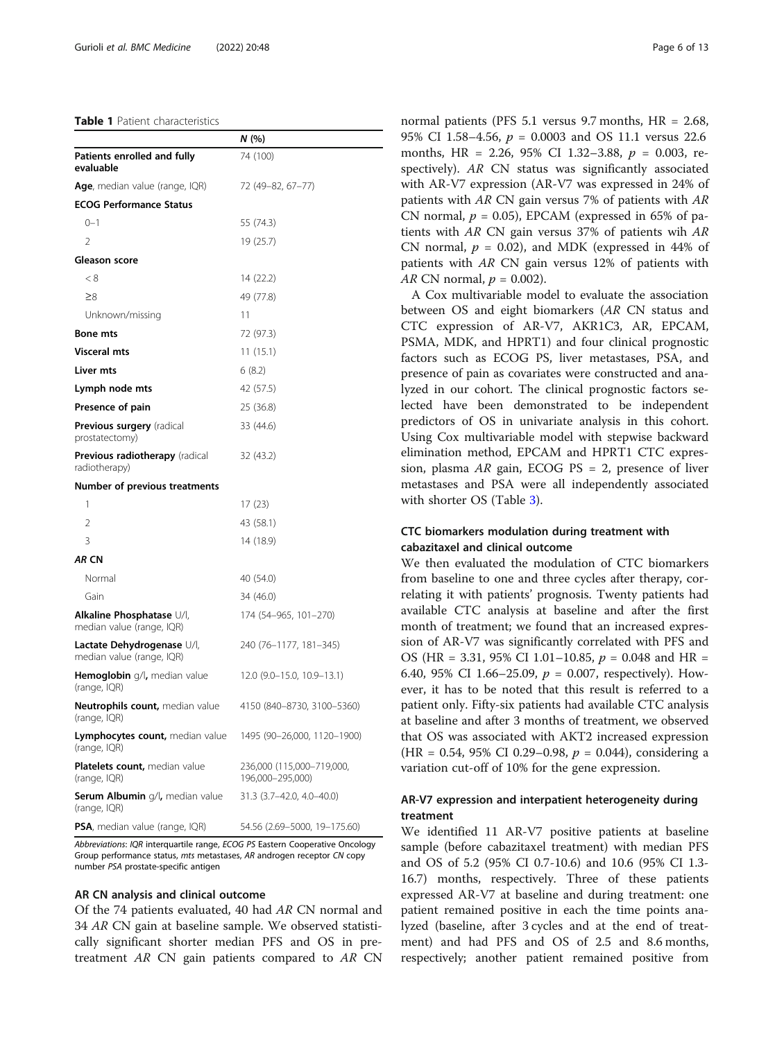**Table 1** Patient characteristics

| | N (%) |
|---|---|
| **Patients enrolled and fully evaluable** | 74 (100) |
| **Age**, median value (range, IQR) | 72 (49–82, 67–77) |
| **ECOG Performance Status** | |
| 0–1 | 55 (74.3) |
| 2 | 19 (25.7) |
| **Gleason score** | |
| < 8 | 14 (22.2) |
| ≥8 | 49 (77.8) |
| Unknown/missing | 11 |
| **Bone mts** | 72 (97.3) |
| **Visceral mts** | 11 (15.1) |
| **Liver mts** | 6 (8.2) |
| **Lymph node mts** | 42 (57.5) |
| **Presence of pain** | 25 (36.8) |
| **Previous surgery** (radical prostatectomy) | 33 (44.6) |
| **Previous radiotherapy** (radical radiotherapy) | 32 (43.2) |
| **Number of previous treatments** | |
| 1 | 17 (23) |
| 2 | 43 (58.1) |
| 3 | 14 (18.9) |
| ***AR* CN** | |
| Normal | 40 (54.0) |
| Gain | 34 (46.0) |
| **Alkaline Phosphatase** U/l, median value (range, IQR) | 174 (54–965, 101–270) |
| **Lactate Dehydrogenase** U/l, median value (range, IQR) | 240 (76–1177, 181–345) |
| **Hemoglobin** g/l**,** median value (range, IQR) | 12.0 (9.0–15.0, 10.9–13.1) |
| **Neutrophils count,** median value (range, IQR) | 4150 (840–8730, 3100–5360) |
| **Lymphocytes count,** median value (range, IQR) | 1495 (90–26,000, 1120–1900) |
| **Platelets count,** median value (range, IQR) | 236,000 (115,000–719,000, 196,000–295,000) |
| **Serum Albumin** g/l**,** median value (range, IQR) | 31.3 (3.7–42.0, 4.0–40.0) |
| **PSA**, median value (range, IQR) | 54.56 (2.69–5000, 19–175.60) |

*Abbreviations*: *IQR* interquartile range, *ECOG PS* Eastern Cooperative Oncology Group performance status, *mts* metastases, *AR* androgen receptor *CN* copy number *PSA* prostate-specific antigen

### AR CN analysis and clinical outcome

Of the 74 patients evaluated, 40 had *AR* CN normal and 34 *AR* CN gain at baseline sample. We observed statistically significant shorter median PFS and OS in pretreatment *AR* CN gain patients compared to *AR* CN normal patients (PFS 5.1 versus 9.7 months, HR = 2.68, 95% CI 1.58–4.56, $p$ = 0.0003 and OS 11.1 versus 22.6 months, HR = 2.26, 95% CI 1.32–3.88, $p$ = 0.003, respectively). *AR* CN status was significantly associated with AR-V7 expression (AR-V7 was expressed in 24% of patients with *AR* CN gain versus 7% of patients with *AR* CN normal, $p$ = 0.05), EPCAM (expressed in 65% of patients with *AR* CN gain versus 37% of patients wih *AR* CN normal, $p$ = 0.02), and MDK (expressed in 44% of patients with *AR* CN gain versus 12% of patients with *AR* CN normal, $p$ = 0.002).

A Cox multivariable model to evaluate the association between OS and eight biomarkers (*AR* CN status and CTC expression of AR-V7, AKR1C3, AR, EPCAM, PSMA, MDK, and HPRT1) and four clinical prognostic factors such as ECOG PS, liver metastases, PSA, and presence of pain as covariates were constructed and analyzed in our cohort. The clinical prognostic factors selected have been demonstrated to be independent predictors of OS in univariate analysis in this cohort. Using Cox multivariable model with stepwise backward elimination method, EPCAM and HPRT1 CTC expression, plasma *AR* gain, ECOG PS = 2, presence of liver metastases and PSA were all independently associated with shorter OS (Table 3).

### CTC biomarkers modulation during treatment with cabazitaxel and clinical outcome

We then evaluated the modulation of CTC biomarkers from baseline to one and three cycles after therapy, correlating it with patients' prognosis. Twenty patients had available CTC analysis at baseline and after the first month of treatment; we found that an increased expression of AR-V7 was significantly correlated with PFS and OS (HR = 3.31, 95% CI 1.01–10.85, $p$ = 0.048 and HR = 6.40, 95% CI 1.66–25.09, $p$ = 0.007, respectively). However, it has to be noted that this result is referred to a patient only. Fifty-six patients had available CTC analysis at baseline and after 3 months of treatment, we observed that OS was associated with AKT2 increased expression (HR = 0.54, 95% CI 0.29–0.98, $p$ = 0.044), considering a variation cut-off of 10% for the gene expression.

### AR-V7 expression and interpatient heterogeneity during treatment

We identified 11 AR-V7 positive patients at baseline sample (before cabazitaxel treatment) with median PFS and OS of 5.2 (95% CI 0.7-10.6) and 10.6 (95% CI 1.3-16.7) months, respectively. Three of these patients expressed AR-V7 at baseline and during treatment: one patient remained positive in each the time points analyzed (baseline, after 3 cycles and at the end of treatment) and had PFS and OS of 2.5 and 8.6 months, respectively; another patient remained positive from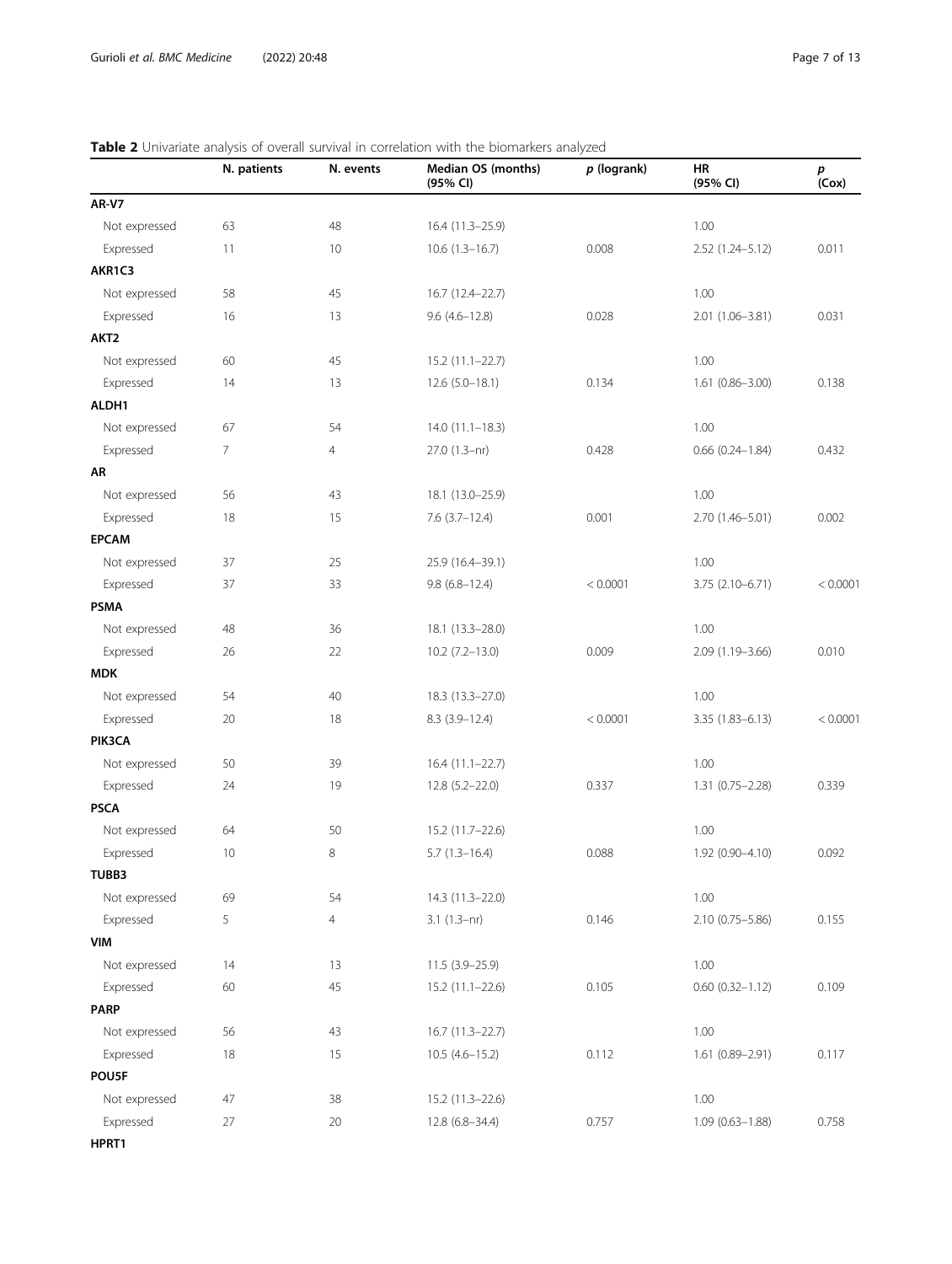**Table 2** Univariate analysis of overall survival in correlation with the biomarkers analyzed

| | N. patients | N. events | Median OS (months) (95% CI) | *p* (logrank) | HR (95% CI) | *p* (Cox) |
|---|---|---|---|---|---|---|
| **AR-V7** | | | | | | |
| Not expressed | 63 | 48 | 16.4 (11.3–25.9) | | 1.00 | |
| Expressed | 11 | 10 | 10.6 (1.3–16.7) | 0.008 | 2.52 (1.24–5.12) | 0.011 |
| **AKR1C3** | | | | | | |
| Not expressed | 58 | 45 | 16.7 (12.4–22.7) | | 1.00 | |
| Expressed | 16 | 13 | 9.6 (4.6–12.8) | 0.028 | 2.01 (1.06–3.81) | 0.031 |
| **AKT2** | | | | | | |
| Not expressed | 60 | 45 | 15.2 (11.1–22.7) | | 1.00 | |
| Expressed | 14 | 13 | 12.6 (5.0–18.1) | 0.134 | 1.61 (0.86–3.00) | 0.138 |
| **ALDH1** | | | | | | |
| Not expressed | 67 | 54 | 14.0 (11.1–18.3) | | 1.00 | |
| Expressed | 7 | 4 | 27.0 (1.3–nr) | 0.428 | 0.66 (0.24–1.84) | 0.432 |
| **AR** | | | | | | |
| Not expressed | 56 | 43 | 18.1 (13.0–25.9) | | 1.00 | |
| Expressed | 18 | 15 | 7.6 (3.7–12.4) | 0.001 | 2.70 (1.46–5.01) | 0.002 |
| **EPCAM** | | | | | | |
| Not expressed | 37 | 25 | 25.9 (16.4–39.1) | | 1.00 | |
| Expressed | 37 | 33 | 9.8 (6.8–12.4) | < 0.0001 | 3.75 (2.10–6.71) | < 0.0001 |
| **PSMA** | | | | | | |
| Not expressed | 48 | 36 | 18.1 (13.3–28.0) | | 1.00 | |
| Expressed | 26 | 22 | 10.2 (7.2–13.0) | 0.009 | 2.09 (1.19–3.66) | 0.010 |
| **MDK** | | | | | | |
| Not expressed | 54 | 40 | 18.3 (13.3–27.0) | | 1.00 | |
| Expressed | 20 | 18 | 8.3 (3.9–12.4) | < 0.0001 | 3.35 (1.83–6.13) | < 0.0001 |
| **PIK3CA** | | | | | | |
| Not expressed | 50 | 39 | 16.4 (11.1–22.7) | | 1.00 | |
| Expressed | 24 | 19 | 12.8 (5.2–22.0) | 0.337 | 1.31 (0.75–2.28) | 0.339 |
| **PSCA** | | | | | | |
| Not expressed | 64 | 50 | 15.2 (11.7–22.6) | | 1.00 | |
| Expressed | 10 | 8 | 5.7 (1.3–16.4) | 0.088 | 1.92 (0.90–4.10) | 0.092 |
| **TUBB3** | | | | | | |
| Not expressed | 69 | 54 | 14.3 (11.3–22.0) | | 1.00 | |
| Expressed | 5 | 4 | 3.1 (1.3–nr) | 0.146 | 2.10 (0.75–5.86) | 0.155 |
| **VIM** | | | | | | |
| Not expressed | 14 | 13 | 11.5 (3.9–25.9) | | 1.00 | |
| Expressed | 60 | 45 | 15.2 (11.1–22.6) | 0.105 | 0.60 (0.32–1.12) | 0.109 |
| **PARP** | | | | | | |
| Not expressed | 56 | 43 | 16.7 (11.3–22.7) | | 1.00 | |
| Expressed | 18 | 15 | 10.5 (4.6–15.2) | 0.112 | 1.61 (0.89–2.91) | 0.117 |
| **POU5F** | | | | | | |
| Not expressed | 47 | 38 | 15.2 (11.3–22.6) | | 1.00 | |
| Expressed | 27 | 20 | 12.8 (6.8–34.4) | 0.757 | 1.09 (0.63–1.88) | 0.758 |
| **HPRT1** | | | | | | |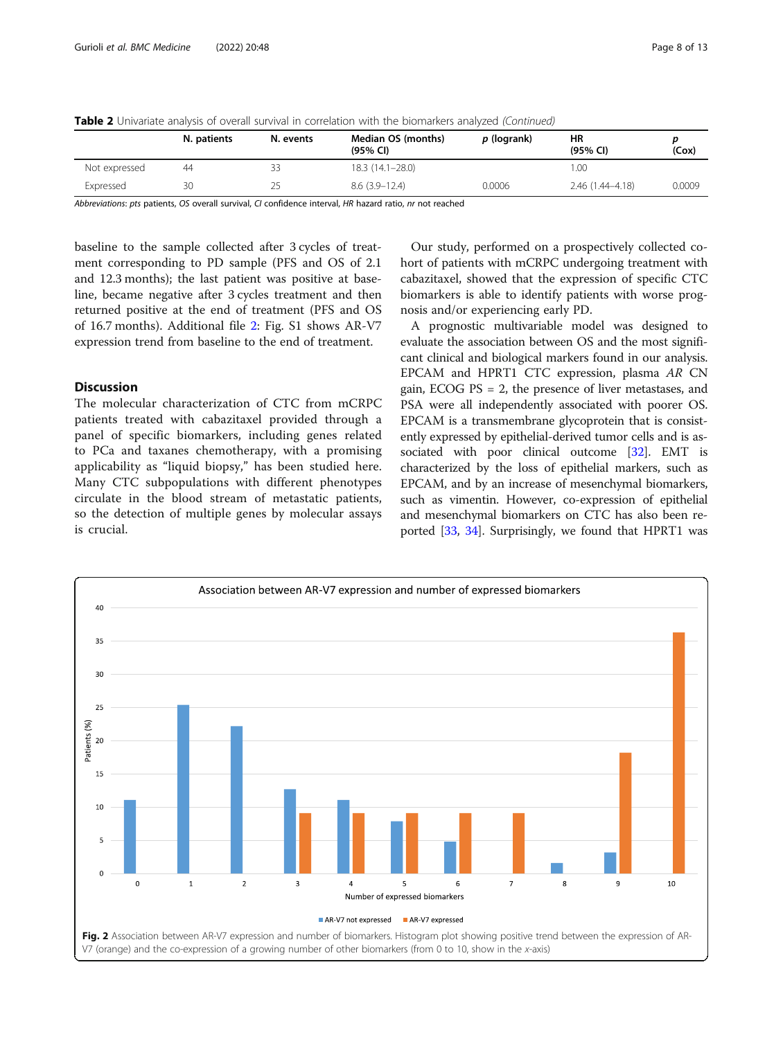**Table 2** Univariate analysis of overall survival in correlation with the biomarkers analyzed *(Continued)*

| | N. patients | N. events | Median OS (months) (95% CI) | *p* (logrank) | HR (95% CI) | *p* (Cox) |
|---|---|---|---|---|---|---|
| Not expressed | 44 | 33 | 18.3 (14.1–28.0) | | 1.00 | |
| Expressed | 30 | 25 | 8.6 (3.9–12.4) | 0.0006 | 2.46 (1.44–4.18) | 0.0009 |

*Abbreviations*: *pts* patients, *OS* overall survival, *CI* confidence interval, *HR* hazard ratio, *nr* not reached

baseline to the sample collected after 3 cycles of treatment corresponding to PD sample (PFS and OS of 2.1 and 12.3 months); the last patient was positive at baseline, became negative after 3 cycles treatment and then returned positive at the end of treatment (PFS and OS of 16.7 months). Additional file 2: Fig. S1 shows AR-V7 expression trend from baseline to the end of treatment.

## Discussion

The molecular characterization of CTC from mCRPC patients treated with cabazitaxel provided through a panel of specific biomarkers, including genes related to PCa and taxanes chemotherapy, with a promising applicability as "liquid biopsy," has been studied here. Many CTC subpopulations with different phenotypes circulate in the blood stream of metastatic patients, so the detection of multiple genes by molecular assays is crucial.

Our study, performed on a prospectively collected cohort of patients with mCRPC undergoing treatment with cabazitaxel, showed that the expression of specific CTC biomarkers is able to identify patients with worse prognosis and/or experiencing early PD.

A prognostic multivariable model was designed to evaluate the association between OS and the most significant clinical and biological markers found in our analysis. EPCAM and HPRT1 CTC expression, plasma *AR* CN gain, ECOG PS = 2, the presence of liver metastases, and PSA were all independently associated with poorer OS. EPCAM is a transmembrane glycoprotein that is consistently expressed by epithelial-derived tumor cells and is associated with poor clinical outcome [32]. EMT is characterized by the loss of epithelial markers, such as EPCAM, and by an increase of mesenchymal biomarkers, such as vimentin. However, co-expression of epithelial and mesenchymal biomarkers on CTC has also been reported [33, 34]. Surprisingly, we found that HPRT1 was

**Fig. 2** Association between AR-V7 expression and number of biomarkers. Histogram plot showing positive trend between the expression of AR-V7 (orange) and the co-expression of a growing number of other biomarkers (from 0 to 10, show in the *x*-axis)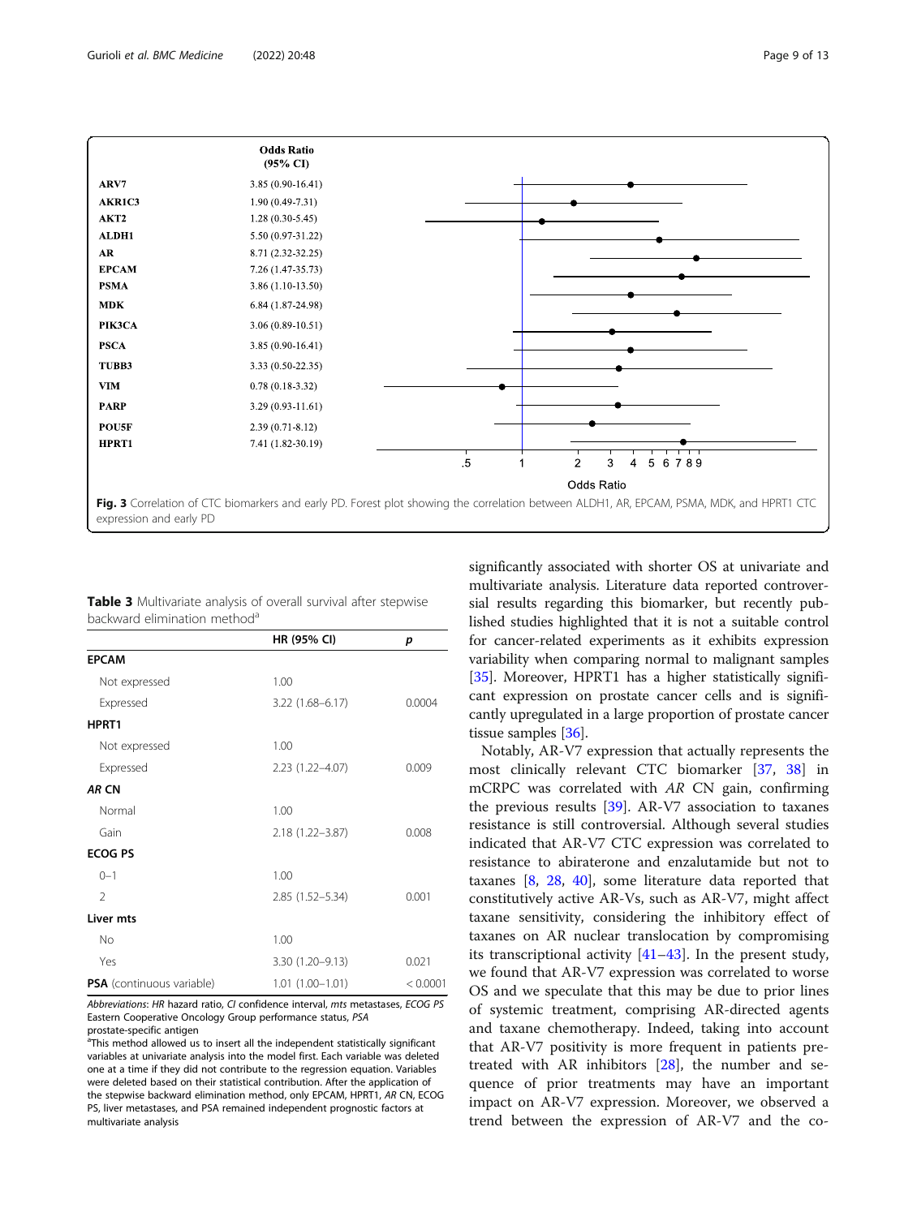| | Odds Ratio (95% CI) |
|---|---|
| ARV7 | 3.85 (0.90-16.41) |
| AKR1C3 | 1.90 (0.49-7.31) |
| AKT2 | 1.28 (0.30-5.45) |
| ALDH1 | 5.50 (0.97-31.22) |
| AR | 8.71 (2.32-32.25) |
| EPCAM | 7.26 (1.47-35.73) |
| PSMA | 3.86 (1.10-13.50) |
| MDK | 6.84 (1.87-24.98) |
| PIK3CA | 3.06 (0.89-10.51) |
| PSCA | 3.85 (0.90-16.41) |
| TUBB3 | 3.33 (0.50-22.35) |
| VIM | 0.78 (0.18-3.32) |
| PARP | 3.29 (0.93-11.61) |
| POU5F | 2.39 (0.71-8.12) |
| HPRT1 | 7.41 (1.82-30.19) |

**Fig. 3** Correlation of CTC biomarkers and early PD. Forest plot showing the correlation between ALDH1, AR, EPCAM, PSMA, MDK, and HPRT1 CTC expression and early PD

**Table 3** Multivariate analysis of overall survival after stepwise backward elimination method[a]

| | HR (95% CI) | *p* |
|---|---|---|
| **EPCAM** | | |
| Not expressed | 1.00 | |
| Expressed | 3.22 (1.68–6.17) | 0.0004 |
| **HPRT1** | | |
| Not expressed | 1.00 | |
| Expressed | 2.23 (1.22–4.07) | 0.009 |
| ***AR* CN** | | |
| Normal | 1.00 | |
| Gain | 2.18 (1.22–3.87) | 0.008 |
| **ECOG PS** | | |
| 0–1 | 1.00 | |
| 2 | 2.85 (1.52–5.34) | 0.001 |
| **Liver mts** | | |
| No | 1.00 | |
| Yes | 3.30 (1.20–9.13) | 0.021 |
| **PSA** (continuous variable) | 1.01 (1.00–1.01) | < 0.0001 |

*Abbreviations*: *HR* hazard ratio, *CI* confidence interval, *mts* metastases, *ECOG PS* Eastern Cooperative Oncology Group performance status, *PSA* prostate-specific antigen

[a]This method allowed us to insert all the independent statistically significant variables at univariate analysis into the model first. Each variable was deleted one at a time if they did not contribute to the regression equation. Variables were deleted based on their statistical contribution. After the application of the stepwise backward elimination method, only EPCAM, HPRT1, *AR* CN, ECOG PS, liver metastases, and PSA remained independent prognostic factors at multivariate analysis

significantly associated with shorter OS at univariate and multivariate analysis. Literature data reported controversial results regarding this biomarker, but recently published studies highlighted that it is not a suitable control for cancer-related experiments as it exhibits expression variability when comparing normal to malignant samples [35]. Moreover, HPRT1 has a higher statistically significant expression on prostate cancer cells and is significantly upregulated in a large proportion of prostate cancer tissue samples [36].

Notably, AR-V7 expression that actually represents the most clinically relevant CTC biomarker [37, 38] in mCRPC was correlated with *AR* CN gain, confirming the previous results [39]. AR-V7 association to taxanes resistance is still controversial. Although several studies indicated that AR-V7 CTC expression was correlated to resistance to abiraterone and enzalutamide but not to taxanes [8, 28, 40], some literature data reported that constitutively active AR-Vs, such as AR-V7, might affect taxane sensitivity, considering the inhibitory effect of taxanes on AR nuclear translocation by compromising its transcriptional activity [41–43]. In the present study, we found that AR-V7 expression was correlated to worse OS and we speculate that this may be due to prior lines of systemic treatment, comprising AR-directed agents and taxane chemotherapy. Indeed, taking into account that AR-V7 positivity is more frequent in patients pretreated with AR inhibitors [28], the number and sequence of prior treatments may have an important impact on AR-V7 expression. Moreover, we observed a trend between the expression of AR-V7 and the co-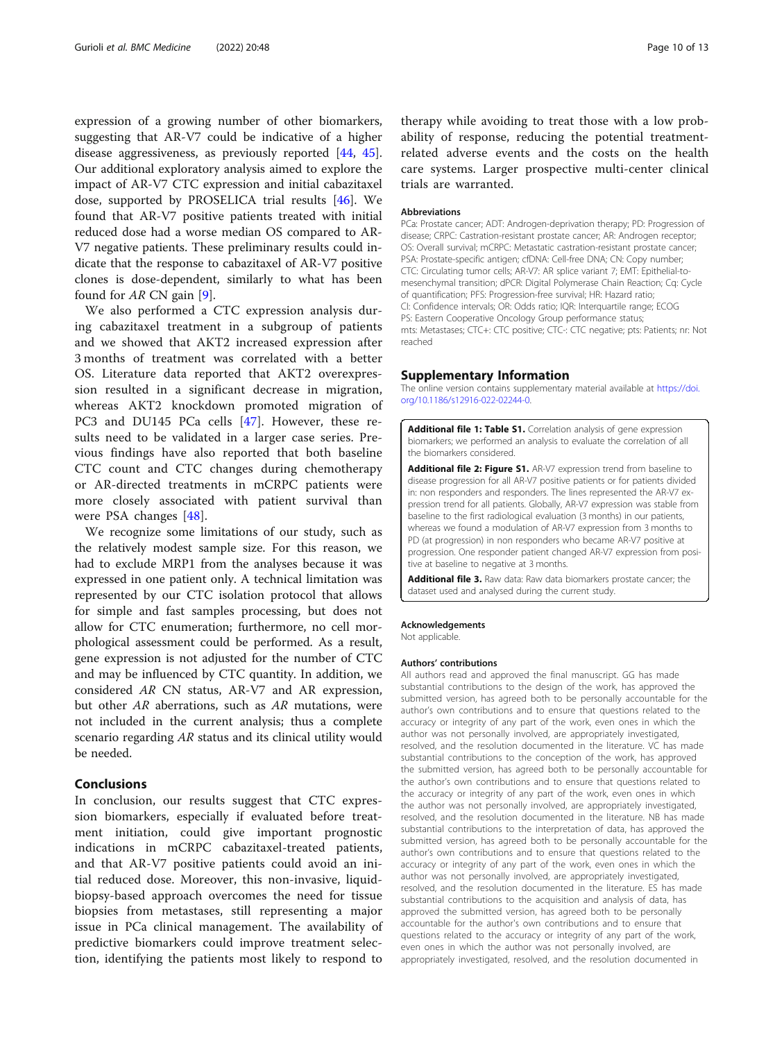expression of a growing number of other biomarkers, suggesting that AR-V7 could be indicative of a higher disease aggressiveness, as previously reported [44, 45]. Our additional exploratory analysis aimed to explore the impact of AR-V7 CTC expression and initial cabazitaxel dose, supported by PROSELICA trial results [46]. We found that AR-V7 positive patients treated with initial reduced dose had a worse median OS compared to AR-V7 negative patients. These preliminary results could indicate that the response to cabazitaxel of AR-V7 positive clones is dose-dependent, similarly to what has been found for *AR* CN gain [9].

We also performed a CTC expression analysis during cabazitaxel treatment in a subgroup of patients and we showed that AKT2 increased expression after 3 months of treatment was correlated with a better OS. Literature data reported that AKT2 overexpression resulted in a significant decrease in migration, whereas AKT2 knockdown promoted migration of PC3 and DU145 PCa cells [47]. However, these results need to be validated in a larger case series. Previous findings have also reported that both baseline CTC count and CTC changes during chemotherapy or AR-directed treatments in mCRPC patients were more closely associated with patient survival than were PSA changes [48].

We recognize some limitations of our study, such as the relatively modest sample size. For this reason, we had to exclude MRP1 from the analyses because it was expressed in one patient only. A technical limitation was represented by our CTC isolation protocol that allows for simple and fast samples processing, but does not allow for CTC enumeration; furthermore, no cell morphological assessment could be performed. As a result, gene expression is not adjusted for the number of CTC and may be influenced by CTC quantity. In addition, we considered *AR* CN status, AR-V7 and AR expression, but other *AR* aberrations, such as *AR* mutations, were not included in the current analysis; thus a complete scenario regarding *AR* status and its clinical utility would be needed.

## Conclusions

In conclusion, our results suggest that CTC expression biomarkers, especially if evaluated before treatment initiation, could give important prognostic indications in mCRPC cabazitaxel-treated patients, and that AR-V7 positive patients could avoid an initial reduced dose. Moreover, this non-invasive, liquid-biopsy-based approach overcomes the need for tissue biopsies from metastases, still representing a major issue in PCa clinical management. The availability of predictive biomarkers could improve treatment selection, identifying the patients most likely to respond to therapy while avoiding to treat those with a low probability of response, reducing the potential treatment-related adverse events and the costs on the health care systems. Larger prospective multi-center clinical trials are warranted.

#### Abbreviations

PCa: Prostate cancer; ADT: Androgen-deprivation therapy; PD: Progression of disease; CRPC: Castration-resistant prostate cancer; AR: Androgen receptor; OS: Overall survival; mCRPC: Metastatic castration-resistant prostate cancer; PSA: Prostate-specific antigen; cfDNA: Cell-free DNA; CN: Copy number; CTC: Circulating tumor cells; AR-V7: AR splice variant 7; EMT: Epithelial-to-mesenchymal transition; dPCR: Digital Polymerase Chain Reaction; Cq: Cycle of quantification; PFS: Progression-free survival; HR: Hazard ratio; CI: Confidence intervals; OR: Odds ratio; IQR: Interquartile range; ECOG PS: Eastern Cooperative Oncology Group performance status; mts: Metastases; CTC+: CTC positive; CTC-: CTC negative; pts: Patients; nr: Not reached

## Supplementary Information

The online version contains supplementary material available at https://doi.org/10.1186/s12916-022-02244-0.

**Additional file 1: Table S1.** Correlation analysis of gene expression biomarkers; we performed an analysis to evaluate the correlation of all the biomarkers considered.

**Additional file 2: Figure S1.** AR-V7 expression trend from baseline to disease progression for all AR-V7 positive patients or for patients divided in: non responders and responders. The lines represented the AR-V7 expression trend for all patients. Globally, AR-V7 expression was stable from baseline to the first radiological evaluation (3 months) in our patients, whereas we found a modulation of AR-V7 expression from 3 months to PD (at progression) in non responders who became AR-V7 positive at progression. One responder patient changed AR-V7 expression from positive at baseline to negative at 3 months.

**Additional file 3.** Raw data: Raw data biomarkers prostate cancer; the dataset used and analysed during the current study.

#### Acknowledgements

Not applicable.

#### Authors' contributions

All authors read and approved the final manuscript. GG has made substantial contributions to the design of the work, has approved the submitted version, has agreed both to be personally accountable for the author's own contributions and to ensure that questions related to the accuracy or integrity of any part of the work, even ones in which the author was not personally involved, are appropriately investigated, resolved, and the resolution documented in the literature. VC has made substantial contributions to the conception of the work, has approved the submitted version, has agreed both to be personally accountable for the author's own contributions and to ensure that questions related to the accuracy or integrity of any part of the work, even ones in which the author was not personally involved, are appropriately investigated, resolved, and the resolution documented in the literature. NB has made substantial contributions to the interpretation of data, has approved the submitted version, has agreed both to be personally accountable for the author's own contributions and to ensure that questions related to the accuracy or integrity of any part of the work, even ones in which the author was not personally involved, are appropriately investigated, resolved, and the resolution documented in the literature. ES has made substantial contributions to the acquisition and analysis of data, has approved the submitted version, has agreed both to be personally accountable for the author's own contributions and to ensure that questions related to the accuracy or integrity of any part of the work, even ones in which the author was not personally involved, are appropriately investigated, resolved, and the resolution documented in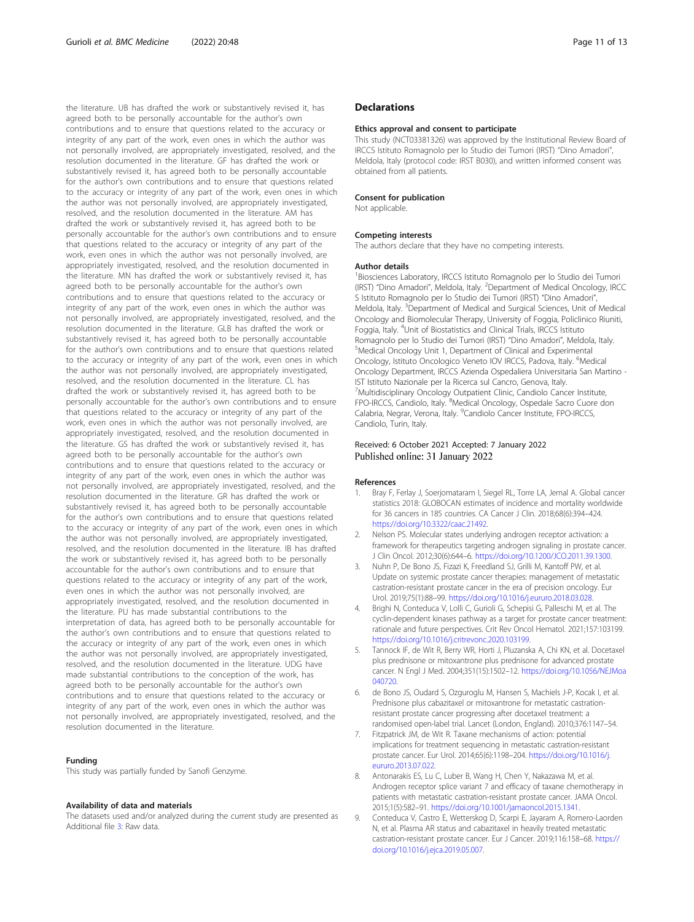the literature. UB has drafted the work or substantively revised it, has agreed both to be personally accountable for the author's own contributions and to ensure that questions related to the accuracy or integrity of any part of the work, even ones in which the author was not personally involved, are appropriately investigated, resolved, and the resolution documented in the literature. GF has drafted the work or substantively revised it, has agreed both to be personally accountable for the author's own contributions and to ensure that questions related to the accuracy or integrity of any part of the work, even ones in which the author was not personally involved, are appropriately investigated, resolved, and the resolution documented in the literature. AM has drafted the work or substantively revised it, has agreed both to be personally accountable for the author's own contributions and to ensure that questions related to the accuracy or integrity of any part of the work, even ones in which the author was not personally involved, are appropriately investigated, resolved, and the resolution documented in the literature. MN has drafted the work or substantively revised it, has agreed both to be personally accountable for the author's own contributions and to ensure that questions related to the accuracy or integrity of any part of the work, even ones in which the author was not personally involved, are appropriately investigated, resolved, and the resolution documented in the literature. GLB has drafted the work or substantively revised it, has agreed both to be personally accountable for the author's own contributions and to ensure that questions related to the accuracy or integrity of any part of the work, even ones in which the author was not personally involved, are appropriately investigated, resolved, and the resolution documented in the literature. CL has drafted the work or substantively revised it, has agreed both to be personally accountable for the author's own contributions and to ensure that questions related to the accuracy or integrity of any part of the work, even ones in which the author was not personally involved, are appropriately investigated, resolved, and the resolution documented in the literature. GS has drafted the work or substantively revised it, has agreed both to be personally accountable for the author's own contributions and to ensure that questions related to the accuracy or integrity of any part of the work, even ones in which the author was not personally involved, are appropriately investigated, resolved, and the resolution documented in the literature. GR has drafted the work or substantively revised it, has agreed both to be personally accountable for the author's own contributions and to ensure that questions related to the accuracy or integrity of any part of the work, even ones in which the author was not personally involved, are appropriately investigated, resolved, and the resolution documented in the literature. IB has drafted the work or substantively revised it, has agreed both to be personally accountable for the author's own contributions and to ensure that questions related to the accuracy or integrity of any part of the work, even ones in which the author was not personally involved, are appropriately investigated, resolved, and the resolution documented in the literature. PU has made substantial contributions to the interpretation of data, has agreed both to be personally accountable for the author's own contributions and to ensure that questions related to the accuracy or integrity of any part of the work, even ones in which the author was not personally involved, are appropriately investigated, resolved, and the resolution documented in the literature. UDG have made substantial contributions to the conception of the work, has agreed both to be personally accountable for the author's own contributions and to ensure that questions related to the accuracy or integrity of any part of the work, even ones in which the author was not personally involved, are appropriately investigated, resolved, and the resolution documented in the literature.

#### Funding

This study was partially funded by Sanofi Genzyme.

#### Availability of data and materials

The datasets used and/or analyzed during the current study are presented as Additional file 3: Raw data.

## Declarations

#### Ethics approval and consent to participate

This study (NCT03381326) was approved by the Institutional Review Board of IRCCS Istituto Romagnolo per lo Studio dei Tumori (IRST) "Dino Amadori", Meldola, Italy (protocol code: IRST B030), and written informed consent was obtained from all patients.

#### Consent for publication

Not applicable.

#### Competing interests

The authors declare that they have no competing interests.

#### Author details

[1]Biosciences Laboratory, IRCCS Istituto Romagnolo per lo Studio dei Tumori (IRST) "Dino Amadori", Meldola, Italy. [2]Department of Medical Oncology, IRCCS Istituto Romagnolo per lo Studio dei Tumori (IRST) "Dino Amadori", Meldola, Italy. [3]Department of Medical and Surgical Sciences, Unit of Medical Oncology and Biomolecular Therapy, University of Foggia, Policlinico Riuniti, Foggia, Italy. [4]Unit of Biostatistics and Clinical Trials, IRCCS Istituto Romagnolo per lo Studio dei Tumori (IRST) "Dino Amadori", Meldola, Italy. [5]Medical Oncology Unit 1, Department of Clinical and Experimental Oncology, Istituto Oncologico Veneto IOV IRCCS, Padova, Italy. [6]Medical Oncology Department, IRCCS Azienda Ospedaliera Universitaria San Martino - IST Istituto Nazionale per la Ricerca sul Cancro, Genova, Italy. [7]Multidisciplinary Oncology Outpatient Clinic, Candiolo Cancer Institute, FPO-IRCCS, Candiolo, Italy. [8]Medical Oncology, Ospedale Sacro Cuore don Calabria, Negrar, Verona, Italy. [9]Candiolo Cancer Institute, FPO-IRCCS, Candiolo, Turin, Italy.

Received: 6 October 2021 Accepted: 7 January 2022
Published online: 31 January 2022

#### References

1. Bray F, Ferlay J, Soerjomataram I, Siegel RL, Torre LA, Jemal A. Global cancer statistics 2018: GLOBOCAN estimates of incidence and mortality worldwide for 36 cancers in 185 countries. CA Cancer J Clin. 2018;68(6):394–424. https://doi.org/10.3322/caac.21492.
2. Nelson PS. Molecular states underlying androgen receptor activation: a framework for therapeutics targeting androgen signaling in prostate cancer. J Clin Oncol. 2012;30(6):644–6. https://doi.org/10.1200/JCO.2011.39.1300.
3. Nuhn P, De Bono JS, Fizazi K, Freedland SJ, Grilli M, Kantoff PW, et al. Update on systemic prostate cancer therapies: management of metastatic castration-resistant prostate cancer in the era of precision oncology. Eur Urol. 2019;75(1):88–99. https://doi.org/10.1016/j.eururo.2018.03.028.
4. Brighi N, Conteduca V, Lolli C, Gurioli G, Schepisi G, Palleschi M, et al. The cyclin-dependent kinases pathway as a target for prostate cancer treatment: rationale and future perspectives. Crit Rev Oncol Hematol. 2021;157:103199. https://doi.org/10.1016/j.critrevonc.2020.103199.
5. Tannock IF, de Wit R, Berry WR, Horti J, Pluzanska A, Chi KN, et al. Docetaxel plus prednisone or mitoxantrone plus prednisone for advanced prostate cancer. N Engl J Med. 2004;351(15):1502–12. https://doi.org/10.1056/NEJMoa040720.
6. de Bono JS, Oudard S, Ozguroglu M, Hansen S, Machiels J-P, Kocak I, et al. Prednisone plus cabazitaxel or mitoxantrone for metastatic castration-resistant prostate cancer progressing after docetaxel treatment: a randomised open-label trial. Lancet (London, England). 2010;376:1147–54.
7. Fitzpatrick JM, de Wit R. Taxane mechanisms of action: potential implications for treatment sequencing in metastatic castration-resistant prostate cancer. Eur Urol. 2014;65(6):1198–204. https://doi.org/10.1016/j.eururo.2013.07.022.
8. Antonarakis ES, Lu C, Luber B, Wang H, Chen Y, Nakazawa M, et al. Androgen receptor splice variant 7 and efficacy of taxane chemotherapy in patients with metastatic castration-resistant prostate cancer. JAMA Oncol. 2015;1(5):582–91. https://doi.org/10.1001/jamaoncol.2015.1341.
9. Conteduca V, Castro E, Wetterskog D, Scarpi E, Jayaram A, Romero-Laorden N, et al. Plasma AR status and cabazitaxel in heavily treated metastatic castration-resistant prostate cancer. Eur J Cancer. 2019;116:158–68. https://doi.org/10.1016/j.ejca.2019.05.007.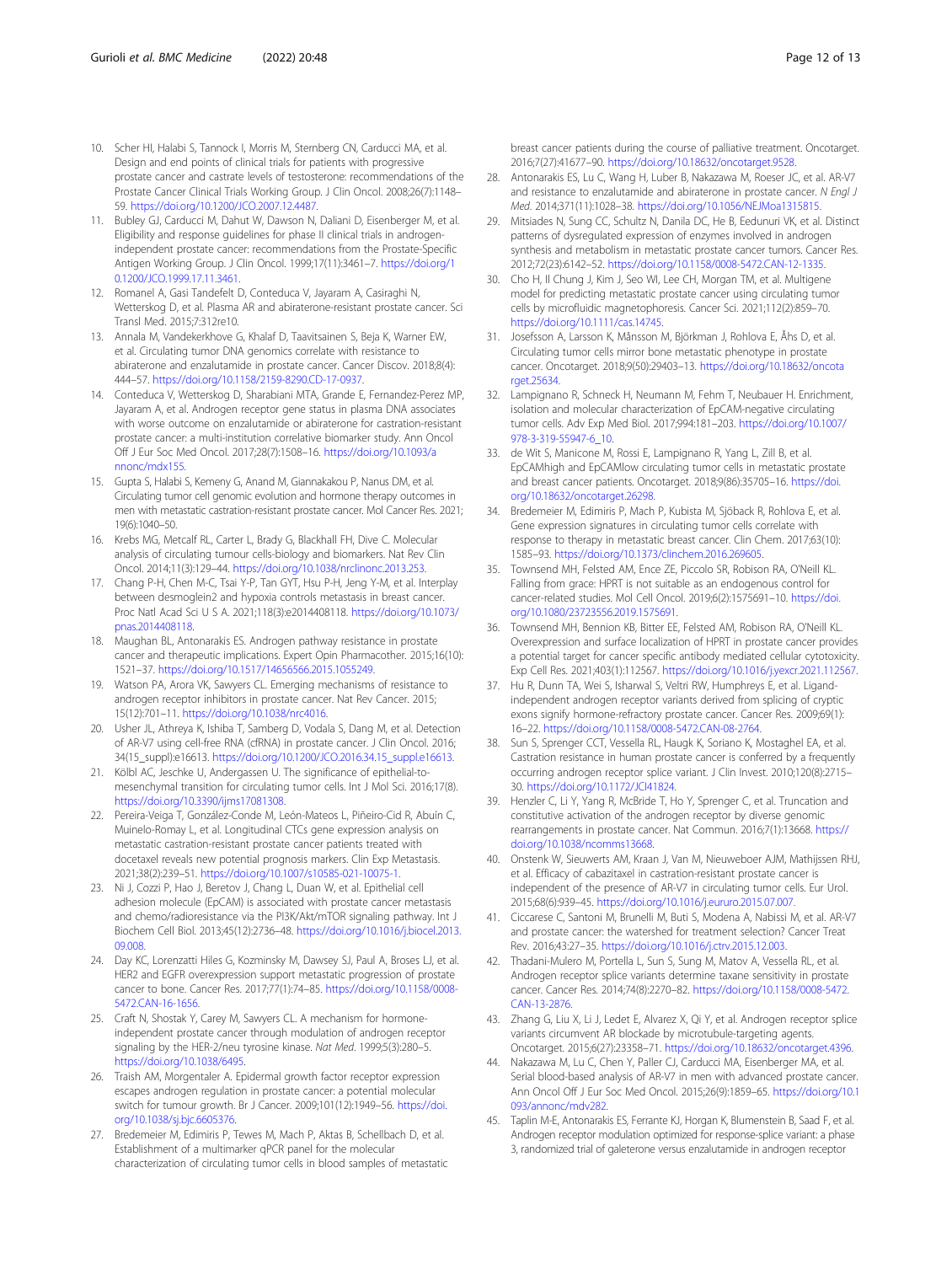10. Scher HI, Halabi S, Tannock I, Morris M, Sternberg CN, Carducci MA, et al. Design and end points of clinical trials for patients with progressive prostate cancer and castrate levels of testosterone: recommendations of the Prostate Cancer Clinical Trials Working Group. J Clin Oncol. 2008;26(7):1148–59. https://doi.org/10.1200/JCO.2007.12.4487.
11. Bubley GJ, Carducci M, Dahut W, Dawson N, Daliani D, Eisenberger M, et al. Eligibility and response guidelines for phase II clinical trials in androgen-independent prostate cancer: recommendations from the Prostate-Specific Antigen Working Group. J Clin Oncol. 1999;17(11):3461–7. https://doi.org/10.1200/JCO.1999.17.11.3461.
12. Romanel A, Gasi Tandefelt D, Conteduca V, Jayaram A, Casiraghi N, Wetterskog D, et al. Plasma AR and abiraterone-resistant prostate cancer. Sci Transl Med. 2015;7:312re10.
13. Annala M, Vandekerkhove G, Khalaf D, Taavitsainen S, Beja K, Warner EW, et al. Circulating tumor DNA genomics correlate with resistance to abiraterone and enzalutamide in prostate cancer. Cancer Discov. 2018;8(4):444–57. https://doi.org/10.1158/2159-8290.CD-17-0937.
14. Conteduca V, Wetterskog D, Sharabiani MTA, Grande E, Fernandez-Perez MP, Jayaram A, et al. Androgen receptor gene status in plasma DNA associates with worse outcome on enzalutamide or abiraterone for castration-resistant prostate cancer: a multi-institution correlative biomarker study. Ann Oncol Off J Eur Soc Med Oncol. 2017;28(7):1508–16. https://doi.org/10.1093/annonc/mdx155.
15. Gupta S, Halabi S, Kemeny G, Anand M, Giannakakou P, Nanus DM, et al. Circulating tumor cell genomic evolution and hormone therapy outcomes in men with metastatic castration-resistant prostate cancer. Mol Cancer Res. 2021;19(6):1040–50.
16. Krebs MG, Metcalf RL, Carter L, Brady G, Blackhall FH, Dive C. Molecular analysis of circulating tumour cells-biology and biomarkers. Nat Rev Clin Oncol. 2014;11(3):129–44. https://doi.org/10.1038/nrclinonc.2013.253.
17. Chang P-H, Chen M-C, Tsai Y-P, Tan GYT, Hsu P-H, Jeng Y-M, et al. Interplay between desmoglein2 and hypoxia controls metastasis in breast cancer. Proc Natl Acad Sci U S A. 2021;118(3):e2014408118. https://doi.org/10.1073/pnas.2014408118.
18. Maughan BL, Antonarakis ES. Androgen pathway resistance in prostate cancer and therapeutic implications. Expert Opin Pharmacother. 2015;16(10):1521–37. https://doi.org/10.1517/14656566.2015.1055249.
19. Watson PA, Arora VK, Sawyers CL. Emerging mechanisms of resistance to androgen receptor inhibitors in prostate cancer. Nat Rev Cancer. 2015;15(12):701–11. https://doi.org/10.1038/nrc4016.
20. Usher JL, Athreya K, Ishiba T, Samberg D, Vodala S, Dang M, et al. Detection of AR-V7 using cell-free RNA (cfRNA) in prostate cancer. J Clin Oncol. 2016;34(15_suppl):e16613. https://doi.org/10.1200/JCO.2016.34.15_suppl.e16613.
21. Kölbl AC, Jeschke U, Andergassen U. The significance of epithelial-to-mesenchymal transition for circulating tumor cells. Int J Mol Sci. 2016;17(8). https://doi.org/10.3390/ijms17081308.
22. Pereira-Veiga T, González-Conde M, León-Mateos L, Piñeiro-Cid R, Abuín C, Muinelo-Romay L, et al. Longitudinal CTCs gene expression analysis on metastatic castration-resistant prostate cancer patients treated with docetaxel reveals new potential prognosis markers. Clin Exp Metastasis. 2021;38(2):239–51. https://doi.org/10.1007/s10585-021-10075-1.
23. Ni J, Cozzi P, Hao J, Beretov J, Chang L, Duan W, et al. Epithelial cell adhesion molecule (EpCAM) is associated with prostate cancer metastasis and chemo/radioresistance via the PI3K/Akt/mTOR signaling pathway. Int J Biochem Cell Biol. 2013;45(12):2736–48. https://doi.org/10.1016/j.biocel.2013.09.008.
24. Day KC, Lorenzatti Hiles G, Kozminsky M, Dawsey SJ, Paul A, Broses LJ, et al. HER2 and EGFR overexpression support metastatic progression of prostate cancer to bone. Cancer Res. 2017;77(1):74–85. https://doi.org/10.1158/0008-5472.CAN-16-1656.
25. Craft N, Shostak Y, Carey M, Sawyers CL. A mechanism for hormone-independent prostate cancer through modulation of androgen receptor signaling by the HER-2/neu tyrosine kinase. *Nat Med*. 1999;5(3):280–5. https://doi.org/10.1038/6495.
26. Traish AM, Morgentaler A. Epidermal growth factor receptor expression escapes androgen regulation in prostate cancer: a potential molecular switch for tumour growth. Br J Cancer. 2009;101(12):1949–56. https://doi.org/10.1038/sj.bjc.6605376.
27. Bredemeier M, Edimiris P, Tewes M, Mach P, Aktas B, Schellbach D, et al. Establishment of a multimarker qPCR panel for the molecular characterization of circulating tumor cells in blood samples of metastatic breast cancer patients during the course of palliative treatment. Oncotarget. 2016;7(27):41677–90. https://doi.org/10.18632/oncotarget.9528.
28. Antonarakis ES, Lu C, Wang H, Luber B, Nakazawa M, Roeser JC, et al. AR-V7 and resistance to enzalutamide and abiraterone in prostate cancer. *N Engl J Med*. 2014;371(11):1028–38. https://doi.org/10.1056/NEJMoa1315815.
29. Mitsiades N, Sung CC, Schultz N, Danila DC, He B, Eedunuri VK, et al. Distinct patterns of dysregulated expression of enzymes involved in androgen synthesis and metabolism in metastatic prostate cancer tumors. Cancer Res. 2012;72(23):6142–52. https://doi.org/10.1158/0008-5472.CAN-12-1335.
30. Cho H, Il Chung J, Kim J, Seo WI, Lee CH, Morgan TM, et al. Multigene model for predicting metastatic prostate cancer using circulating tumor cells by microfluidic magnetophoresis. Cancer Sci. 2021;112(2):859–70. https://doi.org/10.1111/cas.14745.
31. Josefsson A, Larsson K, Månsson M, Björkman J, Rohlova E, Åhs D, et al. Circulating tumor cells mirror bone metastatic phenotype in prostate cancer. Oncotarget. 2018;9(50):29403–13. https://doi.org/10.18632/oncotarget.25634.
32. Lampignano R, Schneck H, Neumann M, Fehm T, Neubauer H. Enrichment, isolation and molecular characterization of EpCAM-negative circulating tumor cells. Adv Exp Med Biol. 2017;994:181–203. https://doi.org/10.1007/978-3-319-55947-6_10.
33. de Wit S, Manicone M, Rossi E, Lampignano R, Yang L, Zill B, et al. EpCAMhigh and EpCAMlow circulating tumor cells in metastatic prostate and breast cancer patients. Oncotarget. 2018;9(86):35705–16. https://doi.org/10.18632/oncotarget.26298.
34. Bredemeier M, Edimiris P, Mach P, Kubista M, Sjöback R, Rohlova E, et al. Gene expression signatures in circulating tumor cells correlate with response to therapy in metastatic breast cancer. Clin Chem. 2017;63(10):1585–93. https://doi.org/10.1373/clinchem.2016.269605.
35. Townsend MH, Felsted AM, Ence ZE, Piccolo SR, Robison RA, O'Neill KL. Falling from grace: HPRT is not suitable as an endogenous control for cancer-related studies. Mol Cell Oncol. 2019;6(2):1575691–10. https://doi.org/10.1080/23723556.2019.1575691.
36. Townsend MH, Bennion KB, Bitter EE, Felsted AM, Robison RA, O'Neill KL. Overexpression and surface localization of HPRT in prostate cancer provides a potential target for cancer specific antibody mediated cellular cytotoxicity. Exp Cell Res. 2021;403(1):112567. https://doi.org/10.1016/j.yexcr.2021.112567.
37. Hu R, Dunn TA, Wei S, Isharwal S, Veltri RW, Humphreys E, et al. Ligand-independent androgen receptor variants derived from splicing of cryptic exons signify hormone-refractory prostate cancer. Cancer Res. 2009;69(1):16–22. https://doi.org/10.1158/0008-5472.CAN-08-2764.
38. Sun S, Sprenger CCT, Vessella RL, Haugk K, Soriano K, Mostaghel EA, et al. Castration resistance in human prostate cancer is conferred by a frequently occurring androgen receptor splice variant. J Clin Invest. 2010;120(8):2715–30. https://doi.org/10.1172/JCI41824.
39. Henzler C, Li Y, Yang R, McBride T, Ho Y, Sprenger C, et al. Truncation and constitutive activation of the androgen receptor by diverse genomic rearrangements in prostate cancer. Nat Commun. 2016;7(1):13668. https://doi.org/10.1038/ncomms13668.
40. Onstenk W, Sieuwerts AM, Kraan J, Van M, Nieuweboer AJM, Mathijssen RHJ, et al. Efficacy of cabazitaxel in castration-resistant prostate cancer is independent of the presence of AR-V7 in circulating tumor cells. Eur Urol. 2015;68(6):939–45. https://doi.org/10.1016/j.eururo.2015.07.007.
41. Ciccarese C, Santoni M, Brunelli M, Buti S, Modena A, Nabissi M, et al. AR-V7 and prostate cancer: the watershed for treatment selection? Cancer Treat Rev. 2016;43:27–35. https://doi.org/10.1016/j.ctrv.2015.12.003.
42. Thadani-Mulero M, Portella L, Sun S, Sung M, Matov A, Vessella RL, et al. Androgen receptor splice variants determine taxane sensitivity in prostate cancer. Cancer Res. 2014;74(8):2270–82. https://doi.org/10.1158/0008-5472.CAN-13-2876.
43. Zhang G, Liu X, Li J, Ledet E, Alvarez X, Qi Y, et al. Androgen receptor splice variants circumvent AR blockade by microtubule-targeting agents. Oncotarget. 2015;6(27):23358–71. https://doi.org/10.18632/oncotarget.4396.
44. Nakazawa M, Lu C, Chen Y, Paller CJ, Carducci MA, Eisenberger MA, et al. Serial blood-based analysis of AR-V7 in men with advanced prostate cancer. Ann Oncol Off J Eur Soc Med Oncol. 2015;26(9):1859–65. https://doi.org/10.1093/annonc/mdv282.
45. Taplin M-E, Antonarakis ES, Ferrante KJ, Horgan K, Blumenstein B, Saad F, et al. Androgen receptor modulation optimized for response-splice variant: a phase 3, randomized trial of galeterone versus enzalutamide in androgen receptor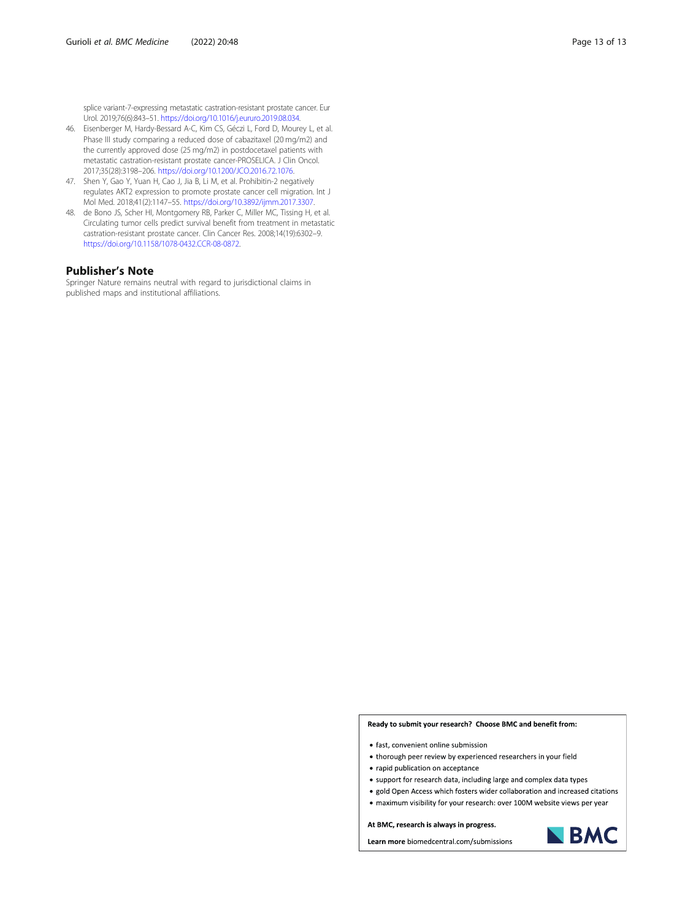splice variant-7-expressing metastatic castration-resistant prostate cancer. Eur Urol. 2019;76(6):843–51. https://doi.org/10.1016/j.eururo.2019.08.034.

46. Eisenberger M, Hardy-Bessard A-C, Kim CS, Géczi L, Ford D, Mourey L, et al. Phase III study comparing a reduced dose of cabazitaxel (20 mg/m2) and the currently approved dose (25 mg/m2) in postdocetaxel patients with metastatic castration-resistant prostate cancer-PROSELICA. J Clin Oncol. 2017;35(28):3198–206. https://doi.org/10.1200/JCO.2016.72.1076.
47. Shen Y, Gao Y, Yuan H, Cao J, Jia B, Li M, et al. Prohibitin-2 negatively regulates AKT2 expression to promote prostate cancer cell migration. Int J Mol Med. 2018;41(2):1147–55. https://doi.org/10.3892/ijmm.2017.3307.
48. de Bono JS, Scher HI, Montgomery RB, Parker C, Miller MC, Tissing H, et al. Circulating tumor cells predict survival benefit from treatment in metastatic castration-resistant prostate cancer. Clin Cancer Res. 2008;14(19):6302–9. https://doi.org/10.1158/1078-0432.CCR-08-0872.

## Publisher's Note

Springer Nature remains neutral with regard to jurisdictional claims in published maps and institutional affiliations.

**Ready to submit your research? Choose BMC and benefit from:**

- fast, convenient online submission
- thorough peer review by experienced researchers in your field
- rapid publication on acceptance
- support for research data, including large and complex data types
- gold Open Access which fosters wider collaboration and increased citations
- maximum visibility for your research: over 100M website views per year

**At BMC, research is always in progress.**

**Learn more** biomedcentral.com/submissions